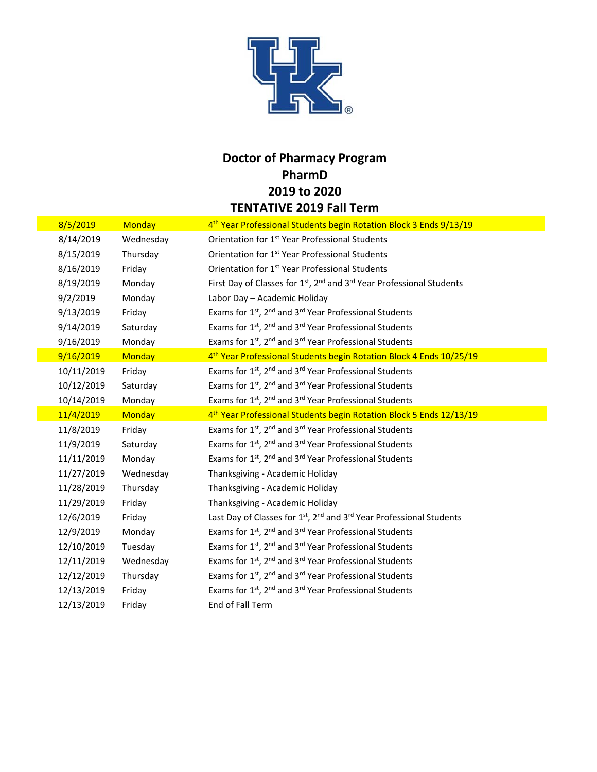# Doctor of Pharmacy Program
# PharmD
# 2019 to 2020
# TENTATIVE 2019 Fall Term

| Date | Day | Event |
|---|---|---|
| 8/5/2019 | Monday | 4th Year Professional Students begin Rotation Block 3 Ends 9/13/19 |
| 8/14/2019 | Wednesday | Orientation for 1st Year Professional Students |
| 8/15/2019 | Thursday | Orientation for 1st Year Professional Students |
| 8/16/2019 | Friday | Orientation for 1st Year Professional Students |
| 8/19/2019 | Monday | First Day of Classes for 1st, 2nd and 3rd Year Professional Students |
| 9/2/2019 | Monday | Labor Day – Academic Holiday |
| 9/13/2019 | Friday | Exams for 1st, 2nd and 3rd Year Professional Students |
| 9/14/2019 | Saturday | Exams for 1st, 2nd and 3rd Year Professional Students |
| 9/16/2019 | Monday | Exams for 1st, 2nd and 3rd Year Professional Students |
| 9/16/2019 | Monday | 4th Year Professional Students begin Rotation Block 4 Ends 10/25/19 |
| 10/11/2019 | Friday | Exams for 1st, 2nd and 3rd Year Professional Students |
| 10/12/2019 | Saturday | Exams for 1st, 2nd and 3rd Year Professional Students |
| 10/14/2019 | Monday | Exams for 1st, 2nd and 3rd Year Professional Students |
| 11/4/2019 | Monday | 4th Year Professional Students begin Rotation Block 5 Ends 12/13/19 |
| 11/8/2019 | Friday | Exams for 1st, 2nd and 3rd Year Professional Students |
| 11/9/2019 | Saturday | Exams for 1st, 2nd and 3rd Year Professional Students |
| 11/11/2019 | Monday | Exams for 1st, 2nd and 3rd Year Professional Students |
| 11/27/2019 | Wednesday | Thanksgiving - Academic Holiday |
| 11/28/2019 | Thursday | Thanksgiving - Academic Holiday |
| 11/29/2019 | Friday | Thanksgiving - Academic Holiday |
| 12/6/2019 | Friday | Last Day of Classes for 1st, 2nd and 3rd Year Professional Students |
| 12/9/2019 | Monday | Exams for 1st, 2nd and 3rd Year Professional Students |
| 12/10/2019 | Tuesday | Exams for 1st, 2nd and 3rd Year Professional Students |
| 12/11/2019 | Wednesday | Exams for 1st, 2nd and 3rd Year Professional Students |
| 12/12/2019 | Thursday | Exams for 1st, 2nd and 3rd Year Professional Students |
| 12/13/2019 | Friday | Exams for 1st, 2nd and 3rd Year Professional Students |
| 12/13/2019 | Friday | End of Fall Term |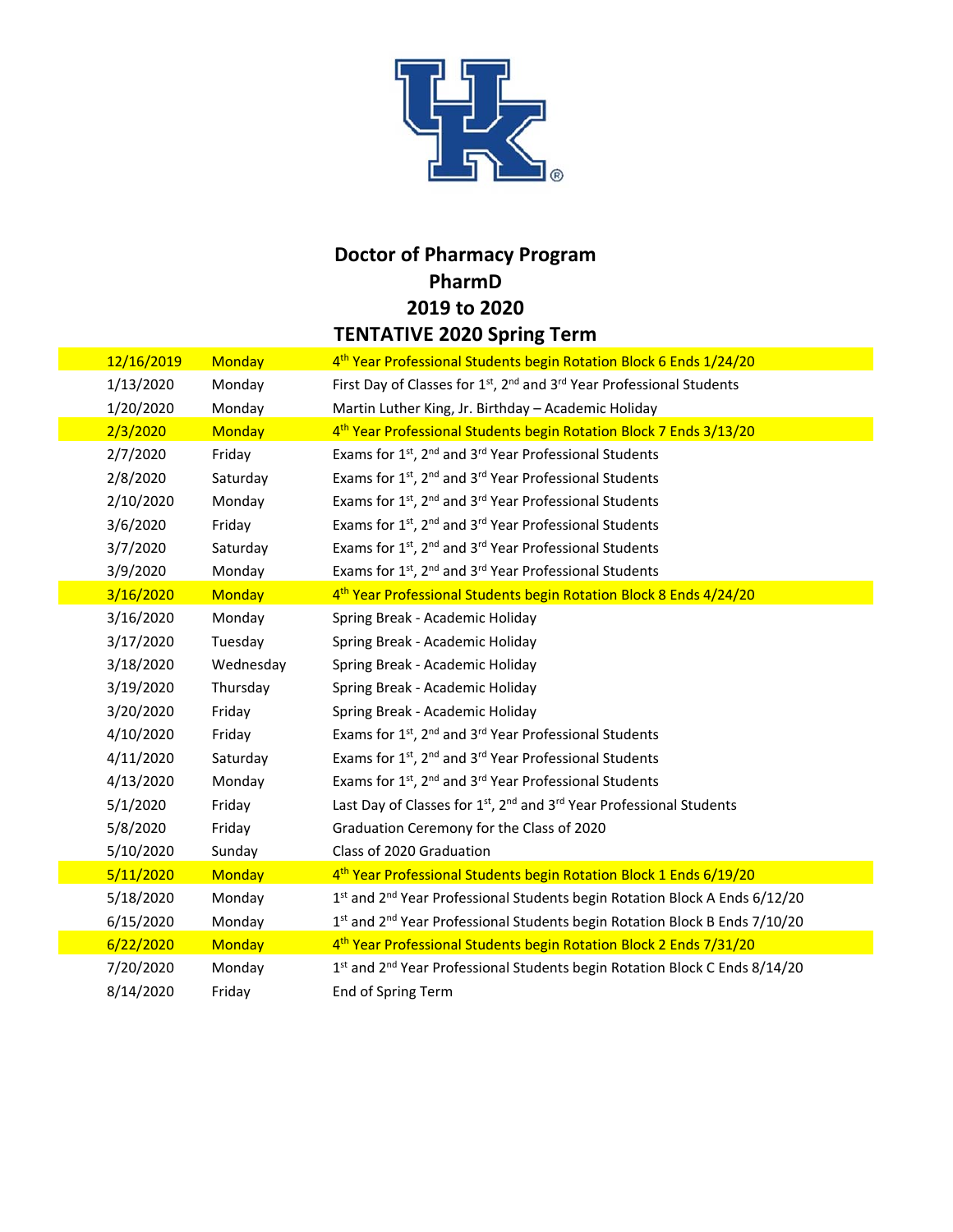# Doctor of Pharmacy Program

## PharmD

## 2019 to 2020

## TENTATIVE 2020 Spring Term

| | | |
|---|---|---|
| 12/16/2019 | Monday | 4th Year Professional Students begin Rotation Block 6 Ends 1/24/20 |
| 1/13/2020 | Monday | First Day of Classes for 1st, 2nd and 3rd Year Professional Students |
| 1/20/2020 | Monday | Martin Luther King, Jr. Birthday – Academic Holiday |
| 2/3/2020 | Monday | 4th Year Professional Students begin Rotation Block 7 Ends 3/13/20 |
| 2/7/2020 | Friday | Exams for 1st, 2nd and 3rd Year Professional Students |
| 2/8/2020 | Saturday | Exams for 1st, 2nd and 3rd Year Professional Students |
| 2/10/2020 | Monday | Exams for 1st, 2nd and 3rd Year Professional Students |
| 3/6/2020 | Friday | Exams for 1st, 2nd and 3rd Year Professional Students |
| 3/7/2020 | Saturday | Exams for 1st, 2nd and 3rd Year Professional Students |
| 3/9/2020 | Monday | Exams for 1st, 2nd and 3rd Year Professional Students |
| 3/16/2020 | Monday | 4th Year Professional Students begin Rotation Block 8 Ends 4/24/20 |
| 3/16/2020 | Monday | Spring Break - Academic Holiday |
| 3/17/2020 | Tuesday | Spring Break - Academic Holiday |
| 3/18/2020 | Wednesday | Spring Break - Academic Holiday |
| 3/19/2020 | Thursday | Spring Break - Academic Holiday |
| 3/20/2020 | Friday | Spring Break - Academic Holiday |
| 4/10/2020 | Friday | Exams for 1st, 2nd and 3rd Year Professional Students |
| 4/11/2020 | Saturday | Exams for 1st, 2nd and 3rd Year Professional Students |
| 4/13/2020 | Monday | Exams for 1st, 2nd and 3rd Year Professional Students |
| 5/1/2020 | Friday | Last Day of Classes for 1st, 2nd and 3rd Year Professional Students |
| 5/8/2020 | Friday | Graduation Ceremony for the Class of 2020 |
| 5/10/2020 | Sunday | Class of 2020 Graduation |
| 5/11/2020 | Monday | 4th Year Professional Students begin Rotation Block 1 Ends 6/19/20 |
| 5/18/2020 | Monday | 1st and 2nd Year Professional Students begin Rotation Block A Ends 6/12/20 |
| 6/15/2020 | Monday | 1st and 2nd Year Professional Students begin Rotation Block B Ends 7/10/20 |
| 6/22/2020 | Monday | 4th Year Professional Students begin Rotation Block 2 Ends 7/31/20 |
| 7/20/2020 | Monday | 1st and 2nd Year Professional Students begin Rotation Block C Ends 8/14/20 |
| 8/14/2020 | Friday | End of Spring Term |